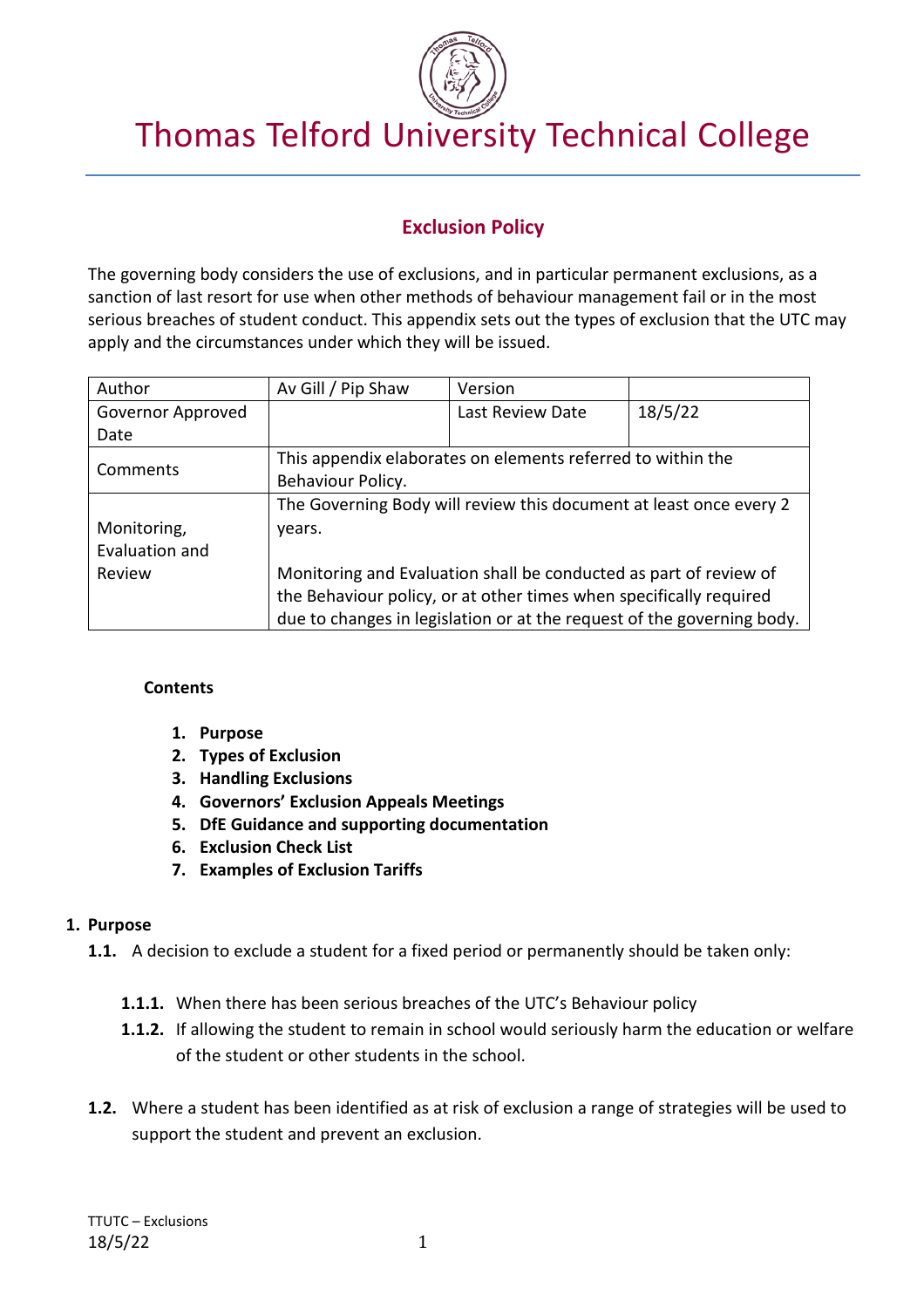# Thomas Telford University Technical College

## Exclusion Policy

The governing body considers the use of exclusions, and in particular permanent exclusions, as a sanction of last resort for use when other methods of behaviour management fail or in the most serious breaches of student conduct. This appendix sets out the types of exclusion that the UTC may apply and the circumstances under which they will be issued.

| Author | Av Gill / Pip Shaw | Version | |
|---|---|---|---|
| Governor Approved Date | | Last Review Date | 18/5/22 |
| Comments | This appendix elaborates on elements referred to within the Behaviour Policy. | | |
| Monitoring, Evaluation and Review | The Governing Body will review this document at least once every 2 years.<br><br>Monitoring and Evaluation shall be conducted as part of review of the Behaviour policy, or at other times when specifically required due to changes in legislation or at the request of the governing body. | | |

**Contents**

1. **Purpose**
2. **Types of Exclusion**
3. **Handling Exclusions**
4. **Governors' Exclusion Appeals Meetings**
5. **DfE Guidance and supporting documentation**
6. **Exclusion Check List**
7. **Examples of Exclusion Tariffs**

## 1. Purpose

**1.1.** A decision to exclude a student for a fixed period or permanently should be taken only:

- **1.1.1.** When there has been serious breaches of the UTC's Behaviour policy
- **1.1.2.** If allowing the student to remain in school would seriously harm the education or welfare of the student or other students in the school.

**1.2.** Where a student has been identified as at risk of exclusion a range of strategies will be used to support the student and prevent an exclusion.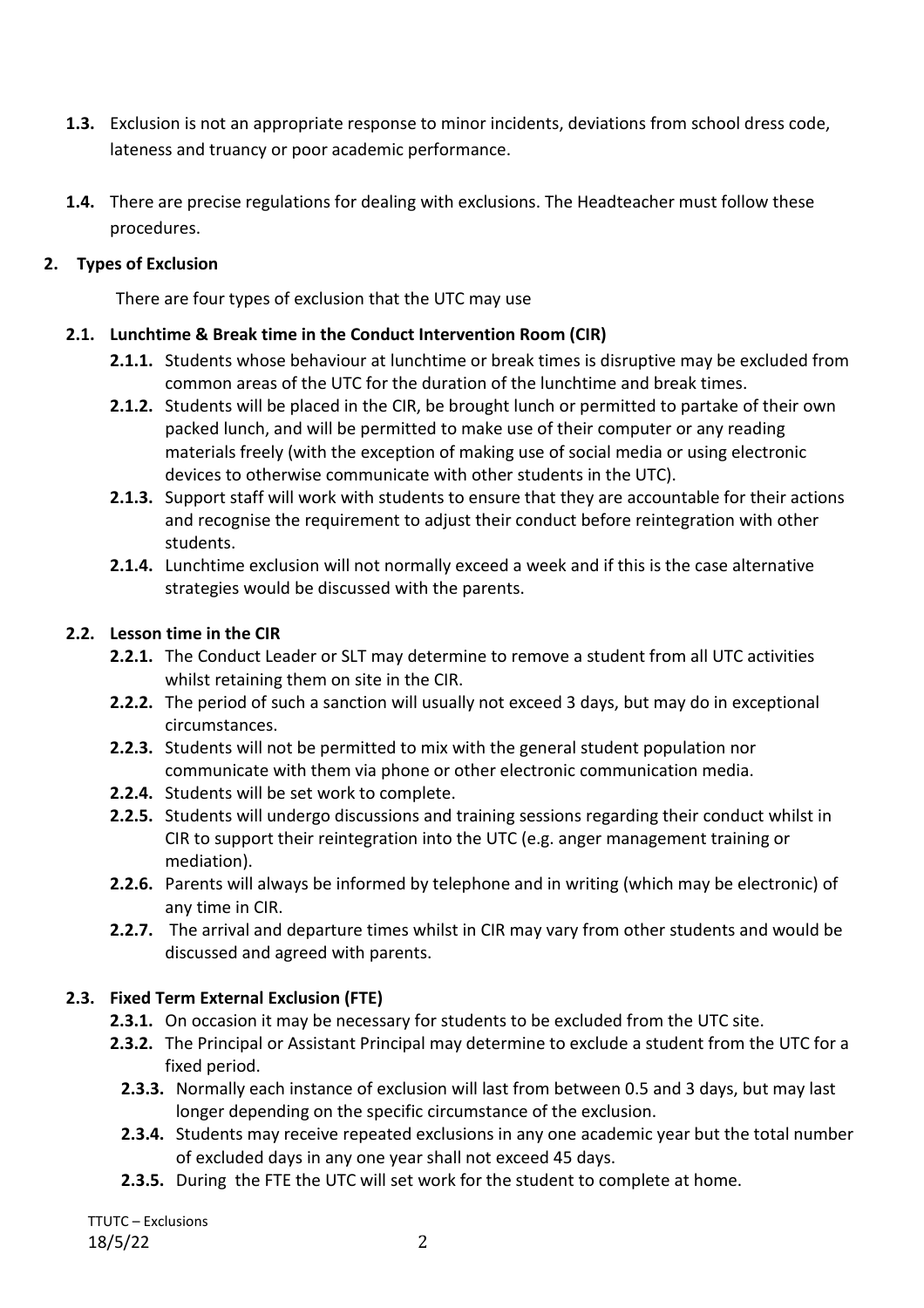**1.3.** Exclusion is not an appropriate response to minor incidents, deviations from school dress code, lateness and truancy or poor academic performance.

**1.4.** There are precise regulations for dealing with exclusions. The Headteacher must follow these procedures.

## 2. Types of Exclusion

There are four types of exclusion that the UTC may use

### 2.1. Lunchtime & Break time in the Conduct Intervention Room (CIR)

**2.1.1.** Students whose behaviour at lunchtime or break times is disruptive may be excluded from common areas of the UTC for the duration of the lunchtime and break times.

**2.1.2.** Students will be placed in the CIR, be brought lunch or permitted to partake of their own packed lunch, and will be permitted to make use of their computer or any reading materials freely (with the exception of making use of social media or using electronic devices to otherwise communicate with other students in the UTC).

**2.1.3.** Support staff will work with students to ensure that they are accountable for their actions and recognise the requirement to adjust their conduct before reintegration with other students.

**2.1.4.** Lunchtime exclusion will not normally exceed a week and if this is the case alternative strategies would be discussed with the parents.

### 2.2. Lesson time in the CIR

**2.2.1.** The Conduct Leader or SLT may determine to remove a student from all UTC activities whilst retaining them on site in the CIR.

**2.2.2.** The period of such a sanction will usually not exceed 3 days, but may do in exceptional circumstances.

**2.2.3.** Students will not be permitted to mix with the general student population nor communicate with them via phone or other electronic communication media.

**2.2.4.** Students will be set work to complete.

**2.2.5.** Students will undergo discussions and training sessions regarding their conduct whilst in CIR to support their reintegration into the UTC (e.g. anger management training or mediation).

**2.2.6.** Parents will always be informed by telephone and in writing (which may be electronic) of any time in CIR.

**2.2.7.** The arrival and departure times whilst in CIR may vary from other students and would be discussed and agreed with parents.

### 2.3. Fixed Term External Exclusion (FTE)

**2.3.1.** On occasion it may be necessary for students to be excluded from the UTC site.

**2.3.2.** The Principal or Assistant Principal may determine to exclude a student from the UTC for a fixed period.

**2.3.3.** Normally each instance of exclusion will last from between 0.5 and 3 days, but may last longer depending on the specific circumstance of the exclusion.

**2.3.4.** Students may receive repeated exclusions in any one academic year but the total number of excluded days in any one year shall not exceed 45 days.

**2.3.5.** During the FTE the UTC will set work for the student to complete at home.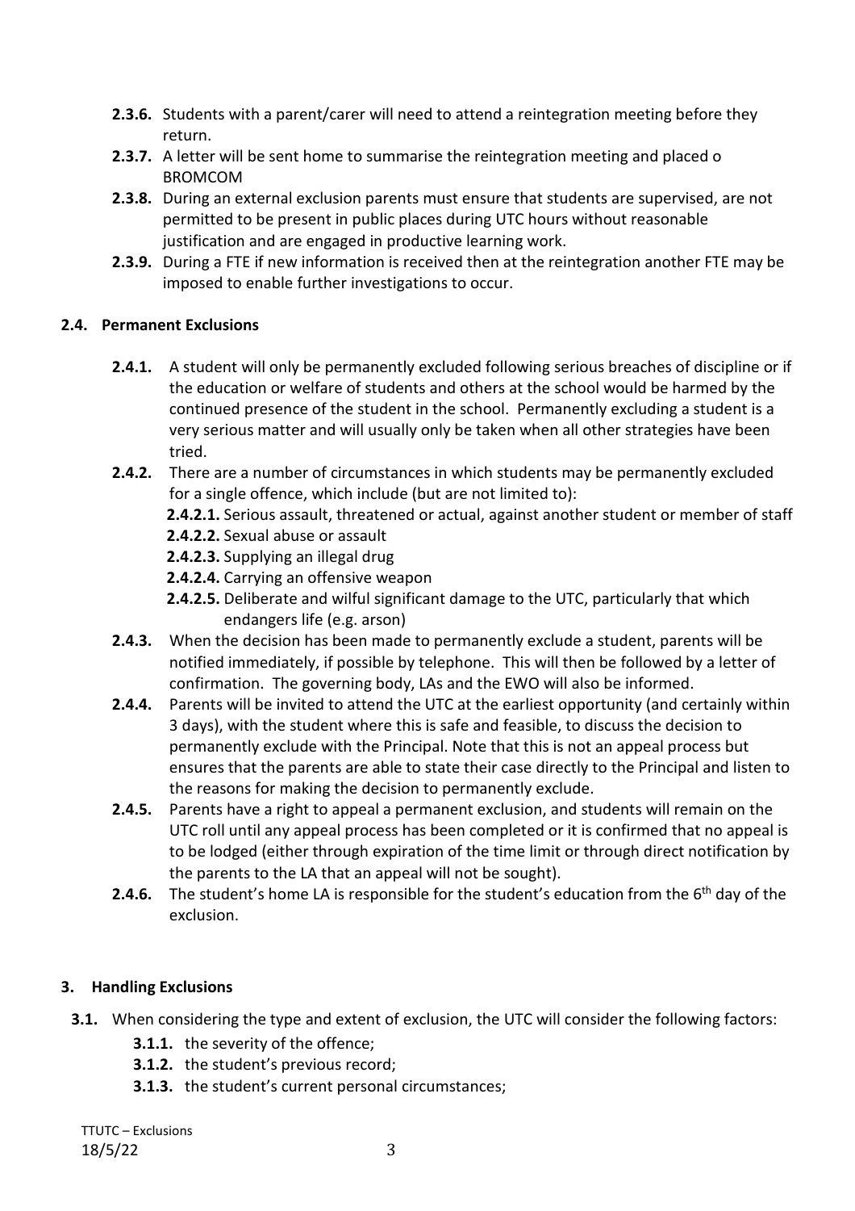- **2.3.6.** Students with a parent/carer will need to attend a reintegration meeting before they return.
- **2.3.7.** A letter will be sent home to summarise the reintegration meeting and placed o BROMCOM
- **2.3.8.** During an external exclusion parents must ensure that students are supervised, are not permitted to be present in public places during UTC hours without reasonable justification and are engaged in productive learning work.
- **2.3.9.** During a FTE if new information is received then at the reintegration another FTE may be imposed to enable further investigations to occur.

### 2.4. Permanent Exclusions

- **2.4.1.** A student will only be permanently excluded following serious breaches of discipline or if the education or welfare of students and others at the school would be harmed by the continued presence of the student in the school. Permanently excluding a student is a very serious matter and will usually only be taken when all other strategies have been tried.
- **2.4.2.** There are a number of circumstances in which students may be permanently excluded for a single offence, which include (but are not limited to):
  - **2.4.2.1.** Serious assault, threatened or actual, against another student or member of staff
  - **2.4.2.2.** Sexual abuse or assault
  - **2.4.2.3.** Supplying an illegal drug
  - **2.4.2.4.** Carrying an offensive weapon
  - **2.4.2.5.** Deliberate and wilful significant damage to the UTC, particularly that which endangers life (e.g. arson)
- **2.4.3.** When the decision has been made to permanently exclude a student, parents will be notified immediately, if possible by telephone. This will then be followed by a letter of confirmation. The governing body, LAs and the EWO will also be informed.
- **2.4.4.** Parents will be invited to attend the UTC at the earliest opportunity (and certainly within 3 days), with the student where this is safe and feasible, to discuss the decision to permanently exclude with the Principal. Note that this is not an appeal process but ensures that the parents are able to state their case directly to the Principal and listen to the reasons for making the decision to permanently exclude.
- **2.4.5.** Parents have a right to appeal a permanent exclusion, and students will remain on the UTC roll until any appeal process has been completed or it is confirmed that no appeal is to be lodged (either through expiration of the time limit or through direct notification by the parents to the LA that an appeal will not be sought).
- **2.4.6.** The student's home LA is responsible for the student's education from the 6th day of the exclusion.

## 3. Handling Exclusions

- **3.1.** When considering the type and extent of exclusion, the UTC will consider the following factors:
  - **3.1.1.** the severity of the offence;
  - **3.1.2.** the student's previous record;
  - **3.1.3.** the student's current personal circumstances;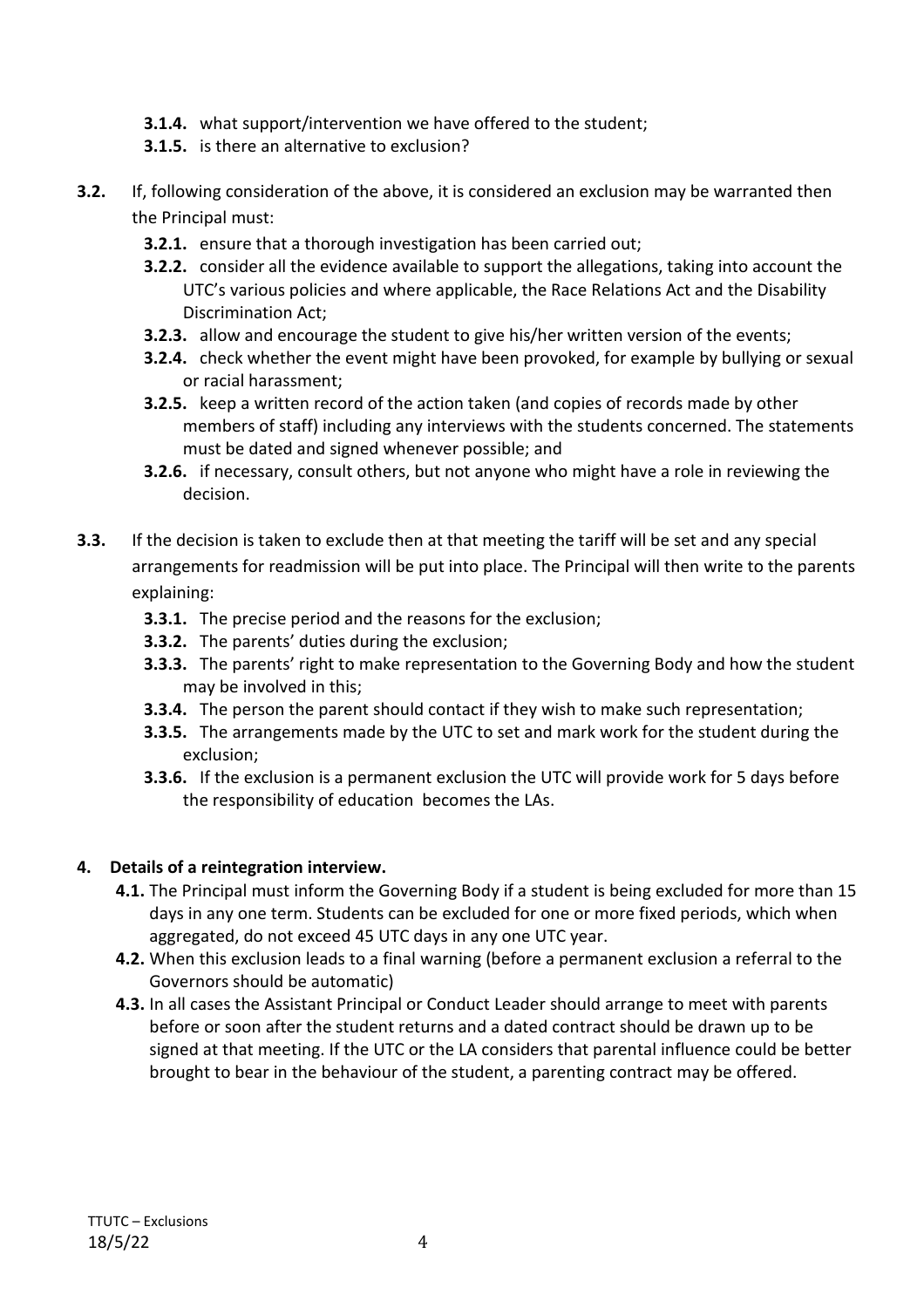- **3.1.4.** what support/intervention we have offered to the student;
- **3.1.5.** is there an alternative to exclusion?

**3.2.** If, following consideration of the above, it is considered an exclusion may be warranted then the Principal must:

- **3.2.1.** ensure that a thorough investigation has been carried out;
- **3.2.2.** consider all the evidence available to support the allegations, taking into account the UTC's various policies and where applicable, the Race Relations Act and the Disability Discrimination Act;
- **3.2.3.** allow and encourage the student to give his/her written version of the events;
- **3.2.4.** check whether the event might have been provoked, for example by bullying or sexual or racial harassment;
- **3.2.5.** keep a written record of the action taken (and copies of records made by other members of staff) including any interviews with the students concerned. The statements must be dated and signed whenever possible; and
- **3.2.6.** if necessary, consult others, but not anyone who might have a role in reviewing the decision.

**3.3.** If the decision is taken to exclude then at that meeting the tariff will be set and any special arrangements for readmission will be put into place. The Principal will then write to the parents explaining:

- **3.3.1.** The precise period and the reasons for the exclusion;
- **3.3.2.** The parents' duties during the exclusion;
- **3.3.3.** The parents' right to make representation to the Governing Body and how the student may be involved in this;
- **3.3.4.** The person the parent should contact if they wish to make such representation;
- **3.3.5.** The arrangements made by the UTC to set and mark work for the student during the exclusion;
- **3.3.6.** If the exclusion is a permanent exclusion the UTC will provide work for 5 days before the responsibility of education becomes the LAs.

## 4. Details of a reintegration interview.

- **4.1.** The Principal must inform the Governing Body if a student is being excluded for more than 15 days in any one term. Students can be excluded for one or more fixed periods, which when aggregated, do not exceed 45 UTC days in any one UTC year.
- **4.2.** When this exclusion leads to a final warning (before a permanent exclusion a referral to the Governors should be automatic)
- **4.3.** In all cases the Assistant Principal or Conduct Leader should arrange to meet with parents before or soon after the student returns and a dated contract should be drawn up to be signed at that meeting. If the UTC or the LA considers that parental influence could be better brought to bear in the behaviour of the student, a parenting contract may be offered.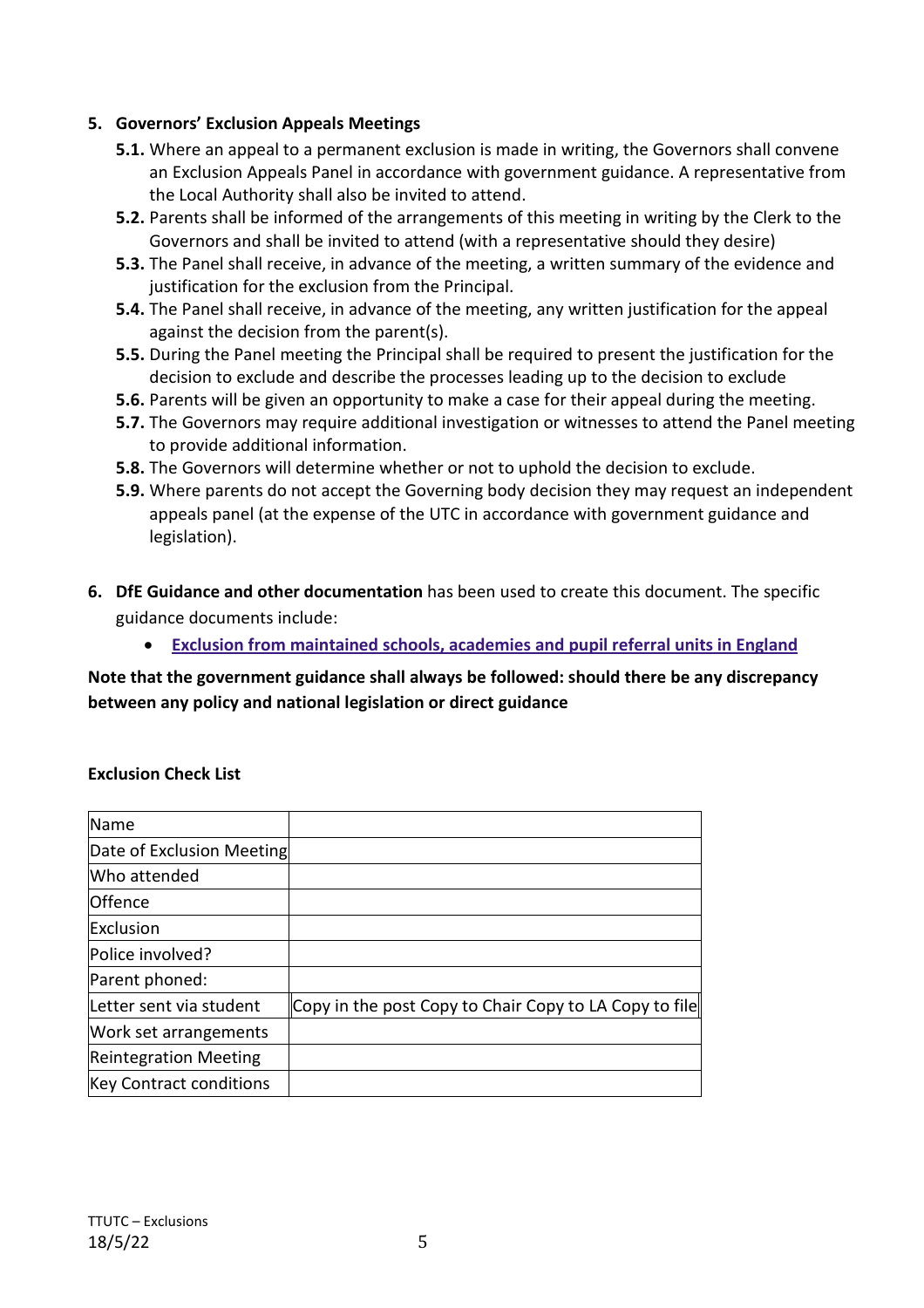5. **Governors' Exclusion Appeals Meetings**
    - **5.1.** Where an appeal to a permanent exclusion is made in writing, the Governors shall convene an Exclusion Appeals Panel in accordance with government guidance. A representative from the Local Authority shall also be invited to attend.
    - **5.2.** Parents shall be informed of the arrangements of this meeting in writing by the Clerk to the Governors and shall be invited to attend (with a representative should they desire)
    - **5.3.** The Panel shall receive, in advance of the meeting, a written summary of the evidence and justification for the exclusion from the Principal.
    - **5.4.** The Panel shall receive, in advance of the meeting, any written justification for the appeal against the decision from the parent(s).
    - **5.5.** During the Panel meeting the Principal shall be required to present the justification for the decision to exclude and describe the processes leading up to the decision to exclude
    - **5.6.** Parents will be given an opportunity to make a case for their appeal during the meeting.
    - **5.7.** The Governors may require additional investigation or witnesses to attend the Panel meeting to provide additional information.
    - **5.8.** The Governors will determine whether or not to uphold the decision to exclude.
    - **5.9.** Where parents do not accept the Governing body decision they may request an independent appeals panel (at the expense of the UTC in accordance with government guidance and legislation).

6. **DfE Guidance and other documentation** has been used to create this document. The specific guidance documents include:
    - **Exclusion from maintained schools, academies and pupil referral units in England**

**Note that the government guidance shall always be followed: should there be any discrepancy between any policy and national legislation or direct guidance**

**Exclusion Check List**

| Name | |
|---|---|
| Date of Exclusion Meeting | |
| Who attended | |
| Offence | |
| Exclusion | |
| Police involved? | |
| Parent phoned: | |
| Letter sent via student | Copy in the post Copy to Chair Copy to LA Copy to file |
| Work set arrangements | |
| Reintegration Meeting | |
| Key Contract conditions | |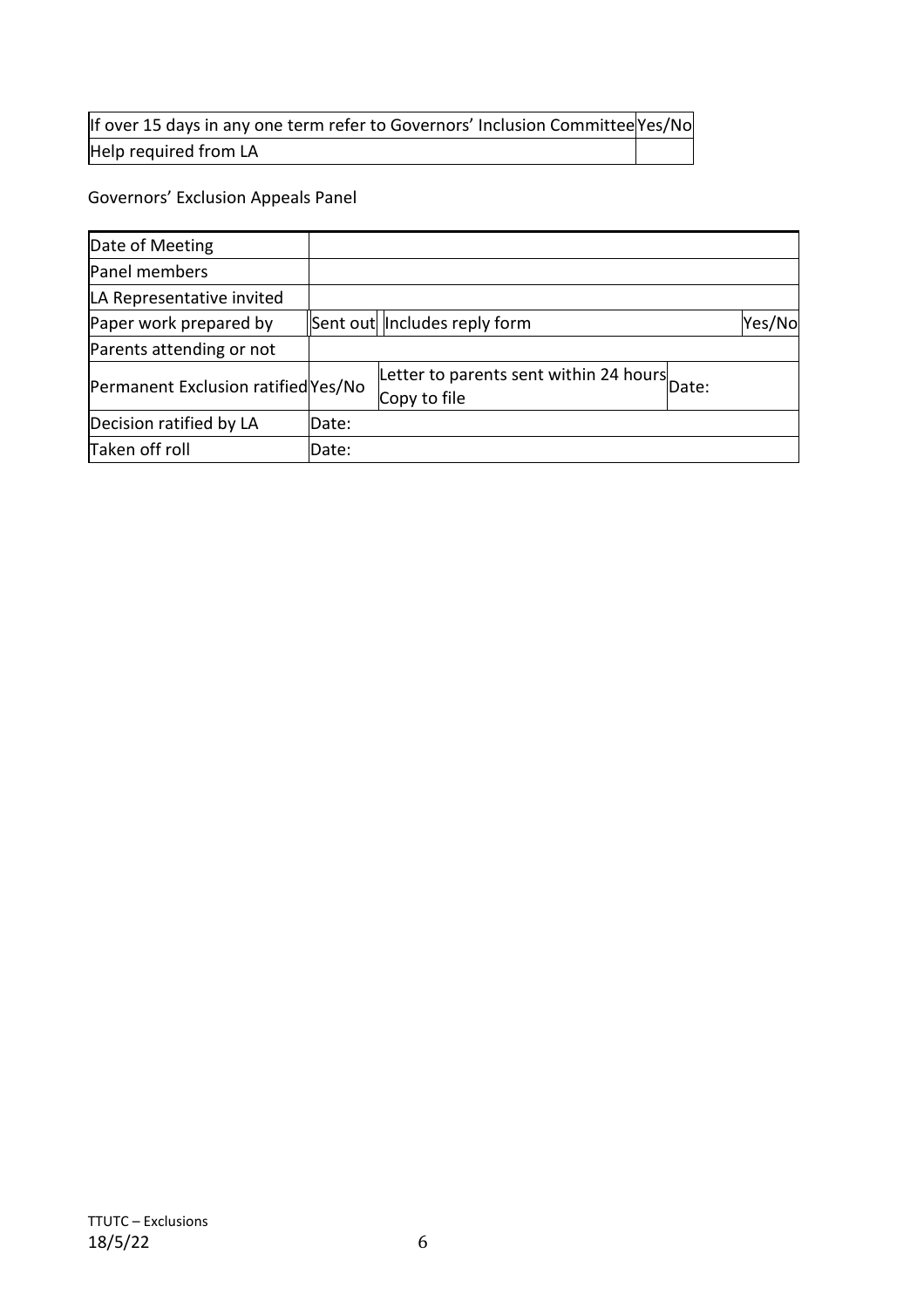| If over 15 days in any one term refer to Governors' Inclusion Committee | Yes/No |
| --- | --- |
| Help required from LA | |

Governors' Exclusion Appeals Panel

| Date of Meeting | | | | |
| --- | --- | --- | --- | --- |
| Panel members | | | | |
| LA Representative invited | | | | |
| Paper work prepared by | Sent out | Includes reply form | | Yes/No |
| Parents attending or not | | | | |
| Permanent Exclusion ratified | Yes/No | Letter to parents sent within 24 hours Copy to file | Date: | |
| Decision ratified by LA | Date: | | | |
| Taken off roll | Date: | | | |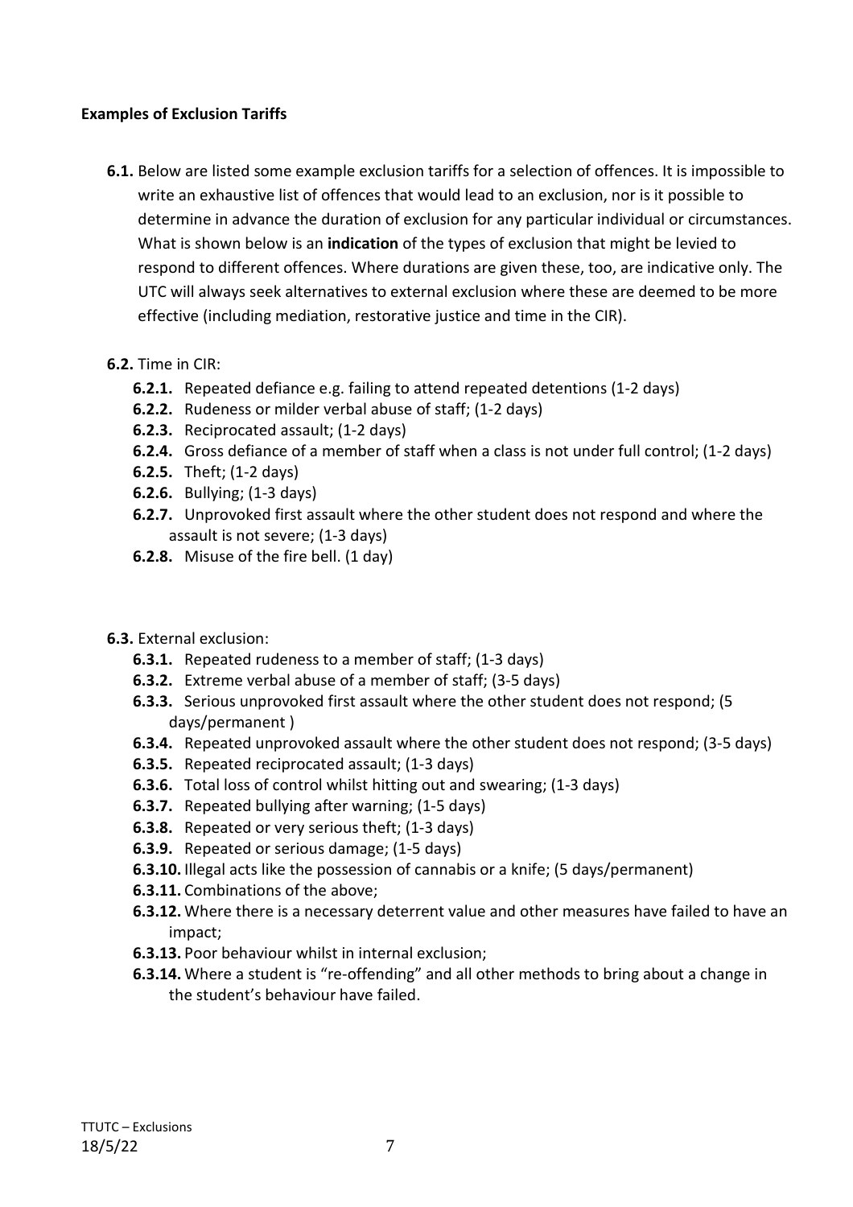**Examples of Exclusion Tariffs**

**6.1.** Below are listed some example exclusion tariffs for a selection of offences. It is impossible to write an exhaustive list of offences that would lead to an exclusion, nor is it possible to determine in advance the duration of exclusion for any particular individual or circumstances. What is shown below is an **indication** of the types of exclusion that might be levied to respond to different offences. Where durations are given these, too, are indicative only. The UTC will always seek alternatives to external exclusion where these are deemed to be more effective (including mediation, restorative justice and time in the CIR).

**6.2.** Time in CIR:

- **6.2.1.** Repeated defiance e.g. failing to attend repeated detentions (1-2 days)
- **6.2.2.** Rudeness or milder verbal abuse of staff; (1-2 days)
- **6.2.3.** Reciprocated assault; (1-2 days)
- **6.2.4.** Gross defiance of a member of staff when a class is not under full control; (1-2 days)
- **6.2.5.** Theft; (1-2 days)
- **6.2.6.** Bullying; (1-3 days)
- **6.2.7.** Unprovoked first assault where the other student does not respond and where the assault is not severe; (1-3 days)
- **6.2.8.** Misuse of the fire bell. (1 day)

**6.3.** External exclusion:

- **6.3.1.** Repeated rudeness to a member of staff; (1-3 days)
- **6.3.2.** Extreme verbal abuse of a member of staff; (3-5 days)
- **6.3.3.** Serious unprovoked first assault where the other student does not respond; (5 days/permanent )
- **6.3.4.** Repeated unprovoked assault where the other student does not respond; (3-5 days)
- **6.3.5.** Repeated reciprocated assault; (1-3 days)
- **6.3.6.** Total loss of control whilst hitting out and swearing; (1-3 days)
- **6.3.7.** Repeated bullying after warning; (1-5 days)
- **6.3.8.** Repeated or very serious theft; (1-3 days)
- **6.3.9.** Repeated or serious damage; (1-5 days)
- **6.3.10.** Illegal acts like the possession of cannabis or a knife; (5 days/permanent)
- **6.3.11.** Combinations of the above;
- **6.3.12.** Where there is a necessary deterrent value and other measures have failed to have an impact;
- **6.3.13.** Poor behaviour whilst in internal exclusion;
- **6.3.14.** Where a student is "re-offending" and all other methods to bring about a change in the student's behaviour have failed.